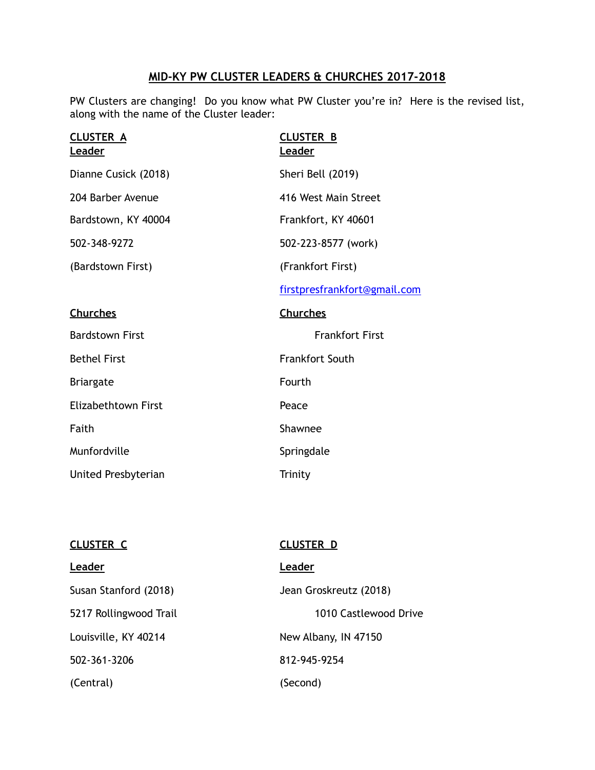# MID-KY PW CLUSTER LEADERS & CHURCHES 2017-2018

PW Clusters are changing! Do you know what PW Cluster you're in? Here is the revised list, along with the name of the Cluster leader:

## CLUSTER A

**Leader**

Dianne Cusick (2018)

204 Barber Avenue

Bardstown, KY 40004

502-348-9272

(Bardstown First)

**Churches**

Bardstown First

Bethel First

Briargate

Elizabethtown First

Faith

Munfordville

United Presbyterian

## CLUSTER B

**Leader**

Sheri Bell (2019)

416 West Main Street

Frankfort, KY 40601

502-223-8577 (work)

(Frankfort First)

firstpresfrankfort@gmail.com

**Churches**

Frankfort First

Frankfort South

Fourth

Peace

Shawnee

Springdale

Trinity

## CLUSTER C

**Leader**

Susan Stanford (2018)

5217 Rollingwood Trail

Louisville, KY 40214

502-361-3206

(Central)

## CLUSTER D

**Leader**

Jean Groskreutz (2018)

1010 Castlewood Drive

New Albany, IN 47150

812-945-9254

(Second)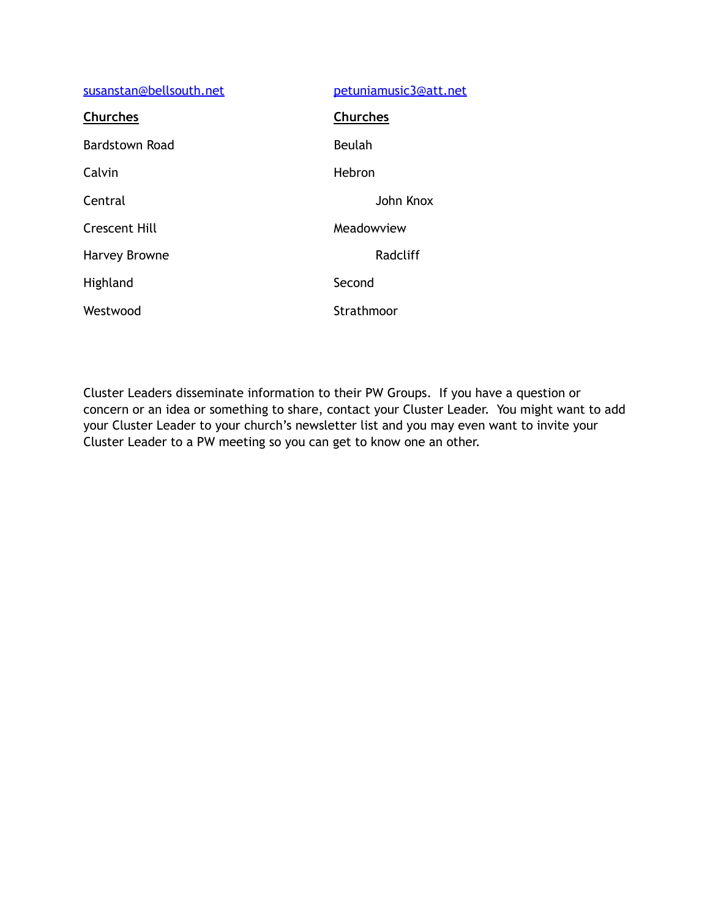| susanstan@bellsouth.net | petuniamusic3@att.net |
|---|---|
| **Churches** | **Churches** |
| Bardstown Road | Beulah |
| Calvin | Hebron |
| Central | John Knox |
| Crescent Hill | Meadowview |
| Harvey Browne | Radcliff |
| Highland | Second |
| Westwood | Strathmoor |

Cluster Leaders disseminate information to their PW Groups. If you have a question or concern or an idea or something to share, contact your Cluster Leader. You might want to add your Cluster Leader to your church's newsletter list and you may even want to invite your Cluster Leader to a PW meeting so you can get to know one an other.